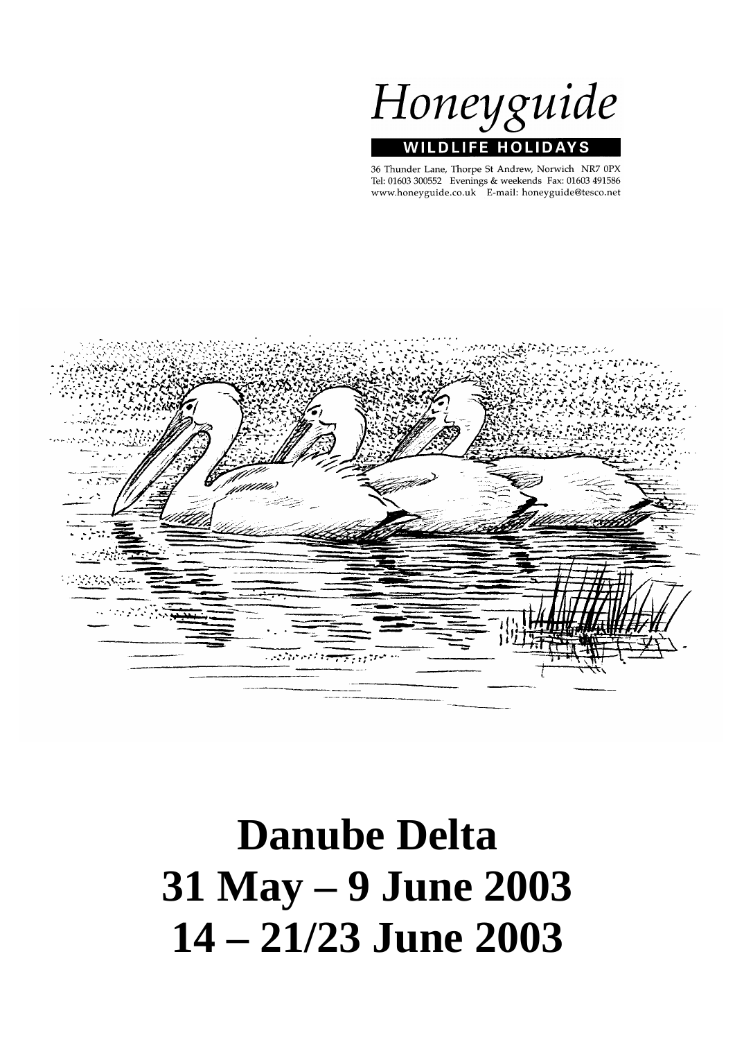Honeyguide

WILDLIFE HOLIDAYS

36 Thunder Lane, Thorpe St Andrew, Norwich NR7 0PX
Tel: 01603 300552 Evenings & weekends Fax: 01603 491586
www.honeyguide.co.uk E-mail: honeyguide@tesco.net

# Danube Delta
# 31 May – 9 June 2003
# 14 – 21/23 June 2003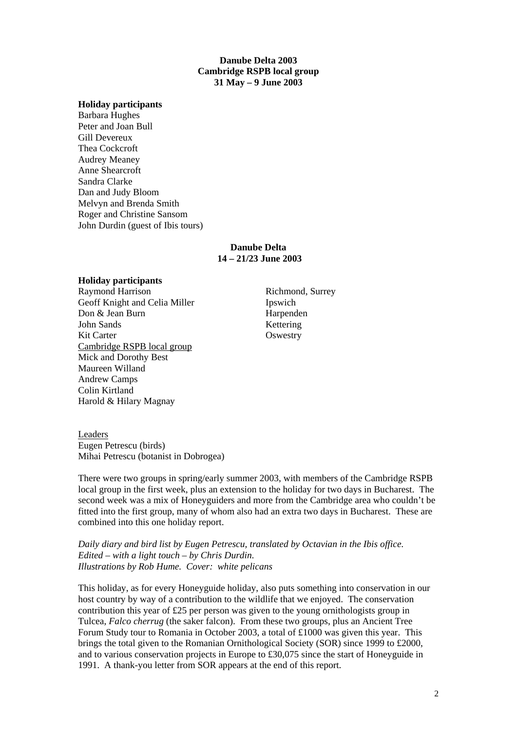**Danube Delta 2003**
**Cambridge RSPB local group**
**31 May – 9 June 2003**

**Holiday participants**

Barbara Hughes
Peter and Joan Bull
Gill Devereux
Thea Cockcroft
Audrey Meaney
Anne Shearcroft
Sandra Clarke
Dan and Judy Bloom
Melvyn and Brenda Smith
Roger and Christine Sansom
John Durdin (guest of Ibis tours)

**Danube Delta**
**14 – 21/23 June 2003**

**Holiday participants**

Raymond Harrison — Richmond, Surrey
Geoff Knight and Celia Miller — Ipswich
Don & Jean Burn — Harpenden
John Sands — Kettering
Kit Carter — Oswestry

Cambridge RSPB local group

Mick and Dorothy Best
Maureen Willand
Andrew Camps
Colin Kirtland
Harold & Hilary Magnay

Leaders

Eugen Petrescu (birds)
Mihai Petrescu (botanist in Dobrogea)

There were two groups in spring/early summer 2003, with members of the Cambridge RSPB local group in the first week, plus an extension to the holiday for two days in Bucharest. The second week was a mix of Honeyguiders and more from the Cambridge area who couldn't be fitted into the first group, many of whom also had an extra two days in Bucharest. These are combined into this one holiday report.

*Daily diary and bird list by Eugen Petrescu, translated by Octavian in the Ibis office. Edited – with a light touch – by Chris Durdin. Illustrations by Rob Hume. Cover: white pelicans*

This holiday, as for every Honeyguide holiday, also puts something into conservation in our host country by way of a contribution to the wildlife that we enjoyed. The conservation contribution this year of £25 per person was given to the young ornithologists group in Tulcea, *Falco cherrug* (the saker falcon). From these two groups, plus an Ancient Tree Forum Study tour to Romania in October 2003, a total of £1000 was given this year. This brings the total given to the Romanian Ornithological Society (SOR) since 1999 to £2000, and to various conservation projects in Europe to £30,075 since the start of Honeyguide in 1991. A thank-you letter from SOR appears at the end of this report.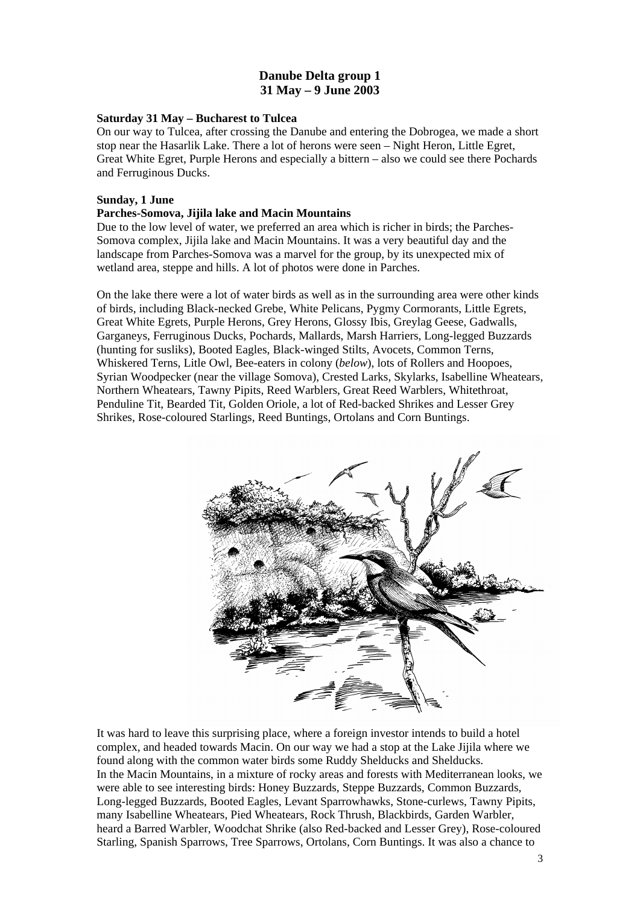## Danube Delta group 1
## 31 May – 9 June 2003

**Saturday 31 May – Bucharest to Tulcea**

On our way to Tulcea, after crossing the Danube and entering the Dobrogea, we made a short stop near the Hasarlik Lake. There a lot of herons were seen – Night Heron, Little Egret, Great White Egret, Purple Herons and especially a bittern – also we could see there Pochards and Ferruginous Ducks.

**Sunday, 1 June**

**Parches-Somova, Jijila lake and Macin Mountains**

Due to the low level of water, we preferred an area which is richer in birds; the Parches-Somova complex, Jijila lake and Macin Mountains. It was a very beautiful day and the landscape from Parches-Somova was a marvel for the group, by its unexpected mix of wetland area, steppe and hills. A lot of photos were done in Parches.

On the lake there were a lot of water birds as well as in the surrounding area were other kinds of birds, including Black-necked Grebe, White Pelicans, Pygmy Cormorants, Little Egrets, Great White Egrets, Purple Herons, Grey Herons, Glossy Ibis, Greylag Geese, Gadwalls, Garganeys, Ferruginous Ducks, Pochards, Mallards, Marsh Harriers, Long-legged Buzzards (hunting for susliks), Booted Eagles, Black-winged Stilts, Avocets, Common Terns, Whiskered Terns, Litle Owl, Bee-eaters in colony (*below*), lots of Rollers and Hoopoes, Syrian Woodpecker (near the village Somova), Crested Larks, Skylarks, Isabelline Wheatears, Northern Wheatears, Tawny Pipits, Reed Warblers, Great Reed Warblers, Whitethroat, Penduline Tit, Bearded Tit, Golden Oriole, a lot of Red-backed Shrikes and Lesser Grey Shrikes, Rose-coloured Starlings, Reed Buntings, Ortolans and Corn Buntings.

It was hard to leave this surprising place, where a foreign investor intends to build a hotel complex, and headed towards Macin. On our way we had a stop at the Lake Jijila where we found along with the common water birds some Ruddy Shelducks and Shelducks.
In the Macin Mountains, in a mixture of rocky areas and forests with Mediterranean looks, we were able to see interesting birds: Honey Buzzards, Steppe Buzzards, Common Buzzards, Long-legged Buzzards, Booted Eagles, Levant Sparrowhawks, Stone-curlews, Tawny Pipits, many Isabelline Wheatears, Pied Wheatears, Rock Thrush, Blackbirds, Garden Warbler, heard a Barred Warbler, Woodchat Shrike (also Red-backed and Lesser Grey), Rose-coloured Starling, Spanish Sparrows, Tree Sparrows, Ortolans, Corn Buntings. It was also a chance to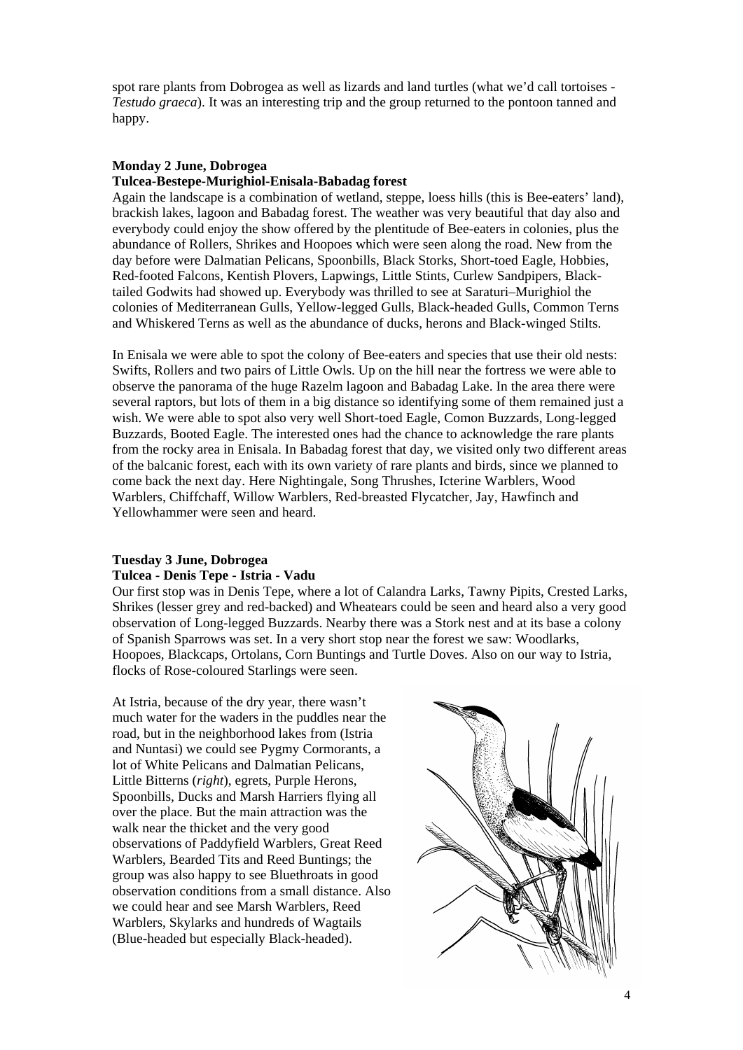spot rare plants from Dobrogea as well as lizards and land turtles (what we'd call tortoises - *Testudo graeca*). It was an interesting trip and the group returned to the pontoon tanned and happy.

**Monday 2 June, Dobrogea**
**Tulcea-Bestepe-Murighiol-Enisala-Babadag forest**

Again the landscape is a combination of wetland, steppe, loess hills (this is Bee-eaters' land), brackish lakes, lagoon and Babadag forest. The weather was very beautiful that day also and everybody could enjoy the show offered by the plentitude of Bee-eaters in colonies, plus the abundance of Rollers, Shrikes and Hoopoes which were seen along the road. New from the day before were Dalmatian Pelicans, Spoonbills, Black Storks, Short-toed Eagle, Hobbies, Red-footed Falcons, Kentish Plovers, Lapwings, Little Stints, Curlew Sandpipers, Black-tailed Godwits had showed up. Everybody was thrilled to see at Saraturi–Murighiol the colonies of Mediterranean Gulls, Yellow-legged Gulls, Black-headed Gulls, Common Terns and Whiskered Terns as well as the abundance of ducks, herons and Black-winged Stilts.

In Enisala we were able to spot the colony of Bee-eaters and species that use their old nests: Swifts, Rollers and two pairs of Little Owls. Up on the hill near the fortress we were able to observe the panorama of the huge Razelm lagoon and Babadag Lake. In the area there were several raptors, but lots of them in a big distance so identifying some of them remained just a wish. We were able to spot also very well Short-toed Eagle, Comon Buzzards, Long-legged Buzzards, Booted Eagle. The interested ones had the chance to acknowledge the rare plants from the rocky area in Enisala. In Babadag forest that day, we visited only two different areas of the balcanic forest, each with its own variety of rare plants and birds, since we planned to come back the next day. Here Nightingale, Song Thrushes, Icterine Warblers, Wood Warblers, Chiffchaff, Willow Warblers, Red-breasted Flycatcher, Jay, Hawfinch and Yellowhammer were seen and heard.

**Tuesday 3 June, Dobrogea**
**Tulcea - Denis Tepe - Istria - Vadu**

Our first stop was in Denis Tepe, where a lot of Calandra Larks, Tawny Pipits, Crested Larks, Shrikes (lesser grey and red-backed) and Wheatears could be seen and heard also a very good observation of Long-legged Buzzards. Nearby there was a Stork nest and at its base a colony of Spanish Sparrows was set. In a very short stop near the forest we saw: Woodlarks, Hoopoes, Blackcaps, Ortolans, Corn Buntings and Turtle Doves. Also on our way to Istria, flocks of Rose-coloured Starlings were seen.

At Istria, because of the dry year, there wasn't much water for the waders in the puddles near the road, but in the neighborhood lakes from (Istria and Nuntasi) we could see Pygmy Cormorants, a lot of White Pelicans and Dalmatian Pelicans, Little Bitterns (*right*), egrets, Purple Herons, Spoonbills, Ducks and Marsh Harriers flying all over the place. But the main attraction was the walk near the thicket and the very good observations of Paddyfield Warblers, Great Reed Warblers, Bearded Tits and Reed Buntings; the group was also happy to see Bluethroats in good observation conditions from a small distance. Also we could hear and see Marsh Warblers, Reed Warblers, Skylarks and hundreds of Wagtails (Blue-headed but especially Black-headed).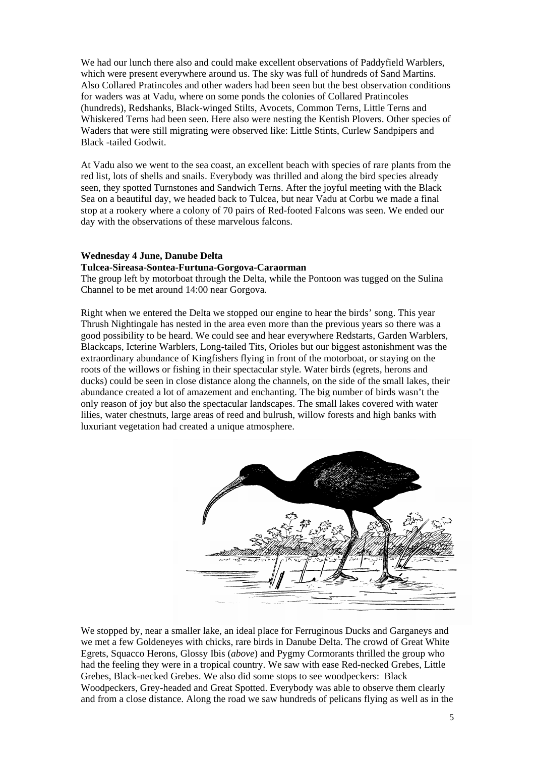We had our lunch there also and could make excellent observations of Paddyfield Warblers, which were present everywhere around us. The sky was full of hundreds of Sand Martins. Also Collared Pratincoles and other waders had been seen but the best observation conditions for waders was at Vadu, where on some ponds the colonies of Collared Pratincoles (hundreds), Redshanks, Black-winged Stilts, Avocets, Common Terns, Little Terns and Whiskered Terns had been seen. Here also were nesting the Kentish Plovers. Other species of Waders that were still migrating were observed like: Little Stints, Curlew Sandpipers and Black -tailed Godwit.

At Vadu also we went to the sea coast, an excellent beach with species of rare plants from the red list, lots of shells and snails. Everybody was thrilled and along the bird species already seen, they spotted Turnstones and Sandwich Terns. After the joyful meeting with the Black Sea on a beautiful day, we headed back to Tulcea, but near Vadu at Corbu we made a final stop at a rookery where a colony of 70 pairs of Red-footed Falcons was seen. We ended our day with the observations of these marvelous falcons.

**Wednesday 4 June, Danube Delta**
**Tulcea-Sireasa-Sontea-Furtuna-Gorgova-Caraorman**

The group left by motorboat through the Delta, while the Pontoon was tugged on the Sulina Channel to be met around 14:00 near Gorgova.

Right when we entered the Delta we stopped our engine to hear the birds' song. This year Thrush Nightingale has nested in the area even more than the previous years so there was a good possibility to be heard. We could see and hear everywhere Redstarts, Garden Warblers, Blackcaps, Icterine Warblers, Long-tailed Tits, Orioles but our biggest astonishment was the extraordinary abundance of Kingfishers flying in front of the motorboat, or staying on the roots of the willows or fishing in their spectacular style. Water birds (egrets, herons and ducks) could be seen in close distance along the channels, on the side of the small lakes, their abundance created a lot of amazement and enchanting. The big number of birds wasn't the only reason of joy but also the spectacular landscapes. The small lakes covered with water lilies, water chestnuts, large areas of reed and bulrush, willow forests and high banks with luxuriant vegetation had created a unique atmosphere.

We stopped by, near a smaller lake, an ideal place for Ferruginous Ducks and Garganeys and we met a few Goldeneyes with chicks, rare birds in Danube Delta. The crowd of Great White Egrets, Squacco Herons, Glossy Ibis (*above*) and Pygmy Cormorants thrilled the group who had the feeling they were in a tropical country. We saw with ease Red-necked Grebes, Little Grebes, Black-necked Grebes. We also did some stops to see woodpeckers: Black Woodpeckers, Grey-headed and Great Spotted. Everybody was able to observe them clearly and from a close distance. Along the road we saw hundreds of pelicans flying as well as in the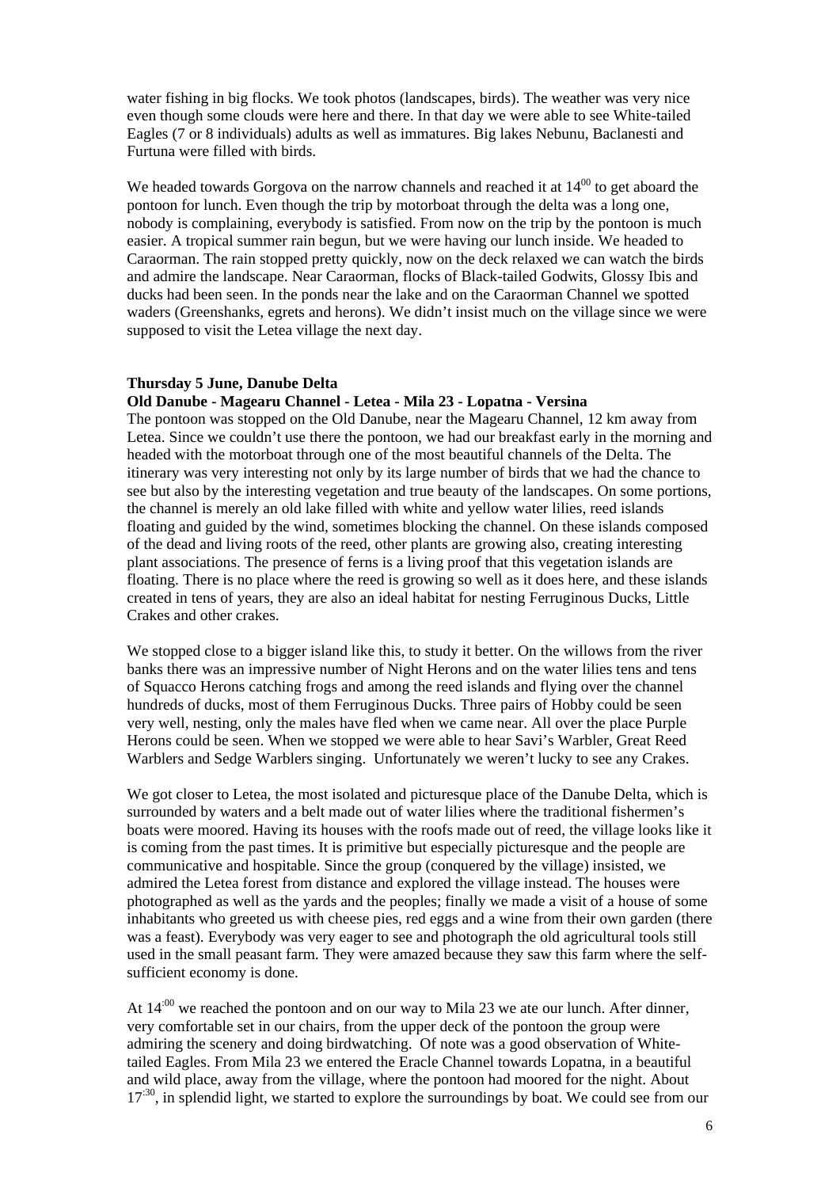water fishing in big flocks. We took photos (landscapes, birds). The weather was very nice even though some clouds were here and there. In that day we were able to see White-tailed Eagles (7 or 8 individuals) adults as well as immatures. Big lakes Nebunu, Baclanesti and Furtuna were filled with birds.

We headed towards Gorgova on the narrow channels and reached it at $14^{00}$ to get aboard the pontoon for lunch. Even though the trip by motorboat through the delta was a long one, nobody is complaining, everybody is satisfied. From now on the trip by the pontoon is much easier. A tropical summer rain begun, but we were having our lunch inside. We headed to Caraorman. The rain stopped pretty quickly, now on the deck relaxed we can watch the birds and admire the landscape. Near Caraorman, flocks of Black-tailed Godwits, Glossy Ibis and ducks had been seen. In the ponds near the lake and on the Caraorman Channel we spotted waders (Greenshanks, egrets and herons). We didn't insist much on the village since we were supposed to visit the Letea village the next day.

**Thursday 5 June, Danube Delta**

**Old Danube - Magearu Channel - Letea - Mila 23 - Lopatna - Versina**

The pontoon was stopped on the Old Danube, near the Magearu Channel, 12 km away from Letea. Since we couldn't use there the pontoon, we had our breakfast early in the morning and headed with the motorboat through one of the most beautiful channels of the Delta. The itinerary was very interesting not only by its large number of birds that we had the chance to see but also by the interesting vegetation and true beauty of the landscapes. On some portions, the channel is merely an old lake filled with white and yellow water lilies, reed islands floating and guided by the wind, sometimes blocking the channel. On these islands composed of the dead and living roots of the reed, other plants are growing also, creating interesting plant associations. The presence of ferns is a living proof that this vegetation islands are floating. There is no place where the reed is growing so well as it does here, and these islands created in tens of years, they are also an ideal habitat for nesting Ferruginous Ducks, Little Crakes and other crakes.

We stopped close to a bigger island like this, to study it better. On the willows from the river banks there was an impressive number of Night Herons and on the water lilies tens and tens of Squacco Herons catching frogs and among the reed islands and flying over the channel hundreds of ducks, most of them Ferruginous Ducks. Three pairs of Hobby could be seen very well, nesting, only the males have fled when we came near. All over the place Purple Herons could be seen. When we stopped we were able to hear Savi's Warbler, Great Reed Warblers and Sedge Warblers singing. Unfortunately we weren't lucky to see any Crakes.

We got closer to Letea, the most isolated and picturesque place of the Danube Delta, which is surrounded by waters and a belt made out of water lilies where the traditional fishermen's boats were moored. Having its houses with the roofs made out of reed, the village looks like it is coming from the past times. It is primitive but especially picturesque and the people are communicative and hospitable. Since the group (conquered by the village) insisted, we admired the Letea forest from distance and explored the village instead. The houses were photographed as well as the yards and the peoples; finally we made a visit of a house of some inhabitants who greeted us with cheese pies, red eggs and a wine from their own garden (there was a feast). Everybody was very eager to see and photograph the old agricultural tools still used in the small peasant farm. They were amazed because they saw this farm where the self-sufficient economy is done.

At $14^{:00}$ we reached the pontoon and on our way to Mila 23 we ate our lunch. After dinner, very comfortable set in our chairs, from the upper deck of the pontoon the group were admiring the scenery and doing birdwatching. Of note was a good observation of White-tailed Eagles. From Mila 23 we entered the Eracle Channel towards Lopatna, in a beautiful and wild place, away from the village, where the pontoon had moored for the night. About $17^{:30}$, in splendid light, we started to explore the surroundings by boat. We could see from our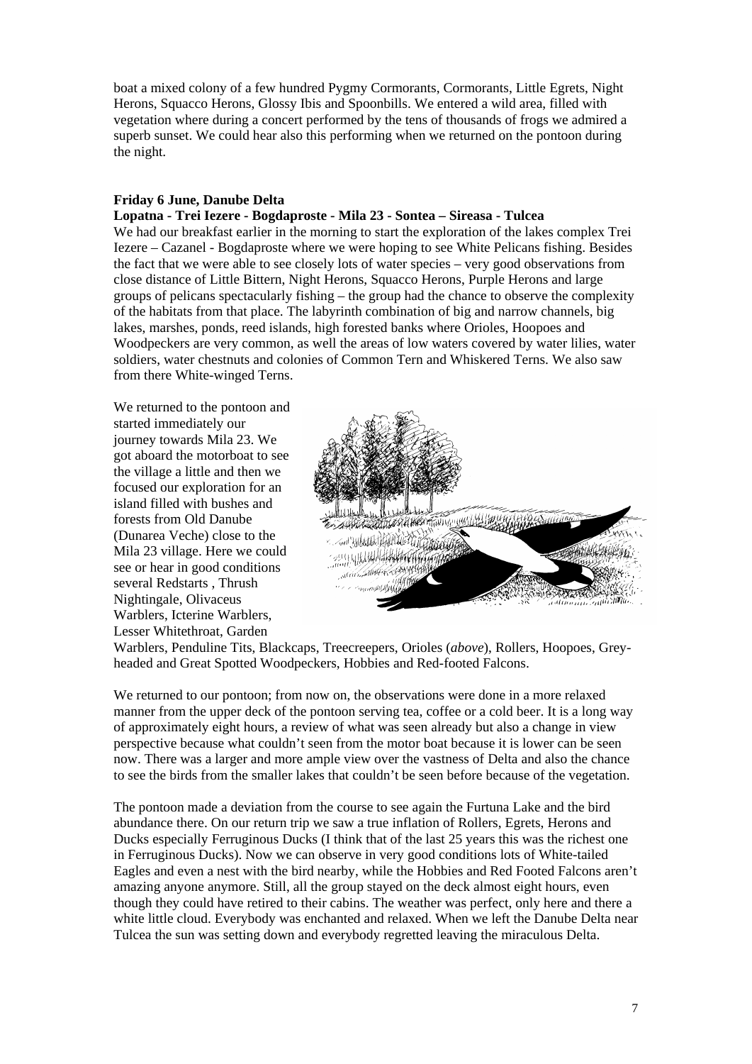boat a mixed colony of a few hundred Pygmy Cormorants, Cormorants, Little Egrets, Night Herons, Squacco Herons, Glossy Ibis and Spoonbills. We entered a wild area, filled with vegetation where during a concert performed by the tens of thousands of frogs we admired a superb sunset. We could hear also this performing when we returned on the pontoon during the night.

**Friday 6 June, Danube Delta**

**Lopatna - Trei Iezere - Bogdaproste - Mila 23 - Sontea – Sireasa - Tulcea**

We had our breakfast earlier in the morning to start the exploration of the lakes complex Trei Iezere – Cazanel - Bogdaproste where we were hoping to see White Pelicans fishing. Besides the fact that we were able to see closely lots of water species – very good observations from close distance of Little Bittern, Night Herons, Squacco Herons, Purple Herons and large groups of pelicans spectacularly fishing – the group had the chance to observe the complexity of the habitats from that place. The labyrinth combination of big and narrow channels, big lakes, marshes, ponds, reed islands, high forested banks where Orioles, Hoopoes and Woodpeckers are very common, as well the areas of low waters covered by water lilies, water soldiers, water chestnuts and colonies of Common Tern and Whiskered Terns. We also saw from there White-winged Terns.

We returned to the pontoon and started immediately our journey towards Mila 23. We got aboard the motorboat to see the village a little and then we focused our exploration for an island filled with bushes and forests from Old Danube (Dunarea Veche) close to the Mila 23 village. Here we could see or hear in good conditions several Redstarts , Thrush Nightingale, Olivaceus Warblers, Icterine Warblers, Lesser Whitethroat, Garden Warblers, Penduline Tits, Blackcaps, Treecreepers, Orioles (*above*), Rollers, Hoopoes, Grey-headed and Great Spotted Woodpeckers, Hobbies and Red-footed Falcons.

We returned to our pontoon; from now on, the observations were done in a more relaxed manner from the upper deck of the pontoon serving tea, coffee or a cold beer. It is a long way of approximately eight hours, a review of what was seen already but also a change in view perspective because what couldn't seen from the motor boat because it is lower can be seen now. There was a larger and more ample view over the vastness of Delta and also the chance to see the birds from the smaller lakes that couldn't be seen before because of the vegetation.

The pontoon made a deviation from the course to see again the Furtuna Lake and the bird abundance there. On our return trip we saw a true inflation of Rollers, Egrets, Herons and Ducks especially Ferruginous Ducks (I think that of the last 25 years this was the richest one in Ferruginous Ducks). Now we can observe in very good conditions lots of White-tailed Eagles and even a nest with the bird nearby, while the Hobbies and Red Footed Falcons aren't amazing anyone anymore. Still, all the group stayed on the deck almost eight hours, even though they could have retired to their cabins. The weather was perfect, only here and there a white little cloud. Everybody was enchanted and relaxed. When we left the Danube Delta near Tulcea the sun was setting down and everybody regretted leaving the miraculous Delta.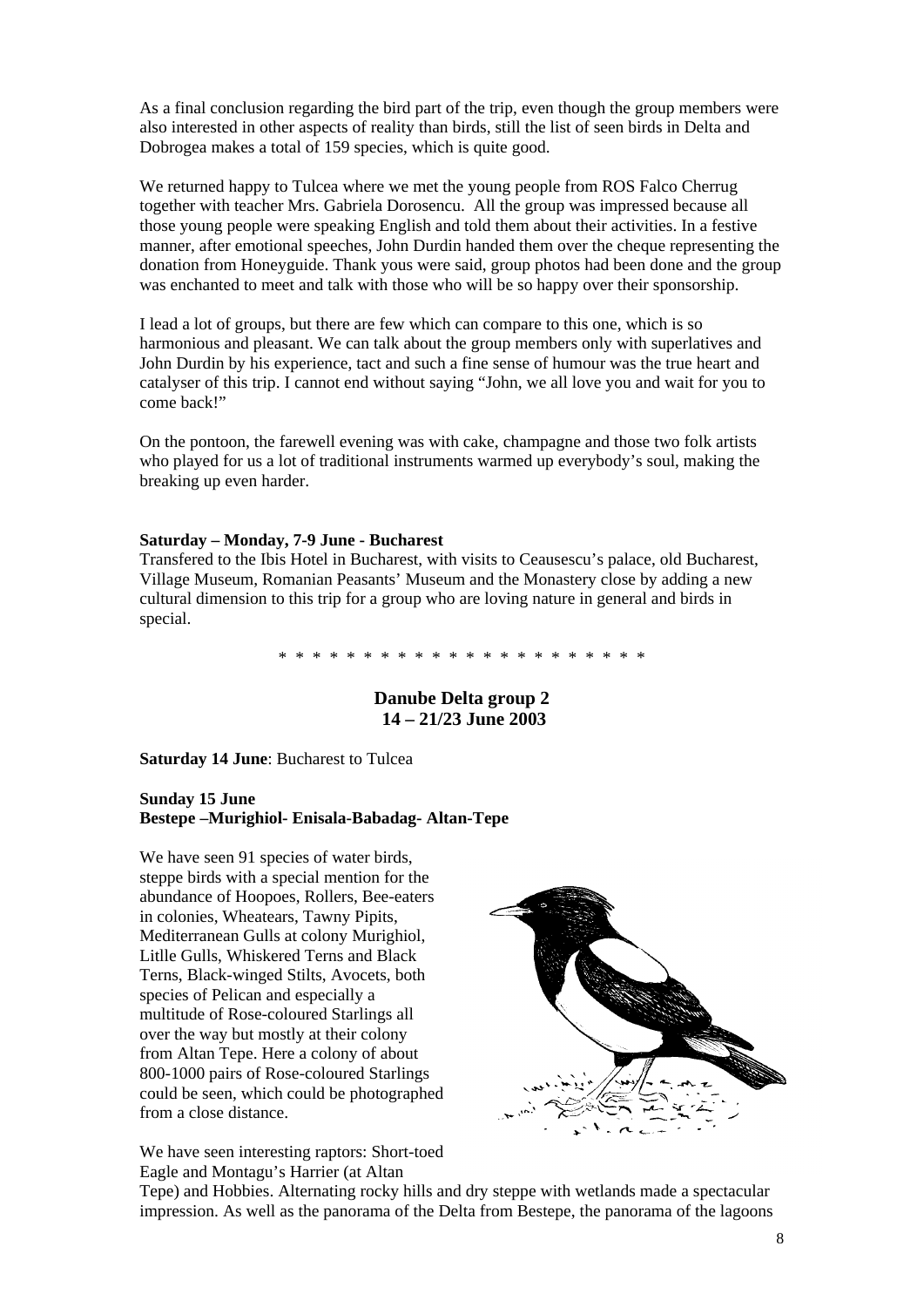As a final conclusion regarding the bird part of the trip, even though the group members were also interested in other aspects of reality than birds, still the list of seen birds in Delta and Dobrogea makes a total of 159 species, which is quite good.

We returned happy to Tulcea where we met the young people from ROS Falco Cherrug together with teacher Mrs. Gabriela Dorosencu. All the group was impressed because all those young people were speaking English and told them about their activities. In a festive manner, after emotional speeches, John Durdin handed them over the cheque representing the donation from Honeyguide. Thank yous were said, group photos had been done and the group was enchanted to meet and talk with those who will be so happy over their sponsorship.

I lead a lot of groups, but there are few which can compare to this one, which is so harmonious and pleasant. We can talk about the group members only with superlatives and John Durdin by his experience, tact and such a fine sense of humour was the true heart and catalyser of this trip. I cannot end without saying "John, we all love you and wait for you to come back!"

On the pontoon, the farewell evening was with cake, champagne and those two folk artists who played for us a lot of traditional instruments warmed up everybody's soul, making the breaking up even harder.

**Saturday – Monday, 7-9 June - Bucharest**

Transfered to the Ibis Hotel in Bucharest, with visits to Ceausescu's palace, old Bucharest, Village Museum, Romanian Peasants' Museum and the Monastery close by adding a new cultural dimension to this trip for a group who are loving nature in general and birds in special.

\* \* \* \* \* \* \* \* \* \* \* \* \* \* \* \* \* \* \* \* \* \* \*

## Danube Delta group 2
## 14 – 21/23 June 2003

**Saturday 14 June**: Bucharest to Tulcea

**Sunday 15 June**
**Bestepe –Murighiol- Enisala-Babadag- Altan-Tepe**

We have seen 91 species of water birds, steppe birds with a special mention for the abundance of Hoopoes, Rollers, Bee-eaters in colonies, Wheatears, Tawny Pipits, Mediterranean Gulls at colony Murighiol, Litlle Gulls, Whiskered Terns and Black Terns, Black-winged Stilts, Avocets, both species of Pelican and especially a multitude of Rose-coloured Starlings all over the way but mostly at their colony from Altan Tepe. Here a colony of about 800-1000 pairs of Rose-coloured Starlings could be seen, which could be photographed from a close distance.

We have seen interesting raptors: Short-toed Eagle and Montagu's Harrier (at Altan Tepe) and Hobbies. Alternating rocky hills and dry steppe with wetlands made a spectacular impression. As well as the panorama of the Delta from Bestepe, the panorama of the lagoons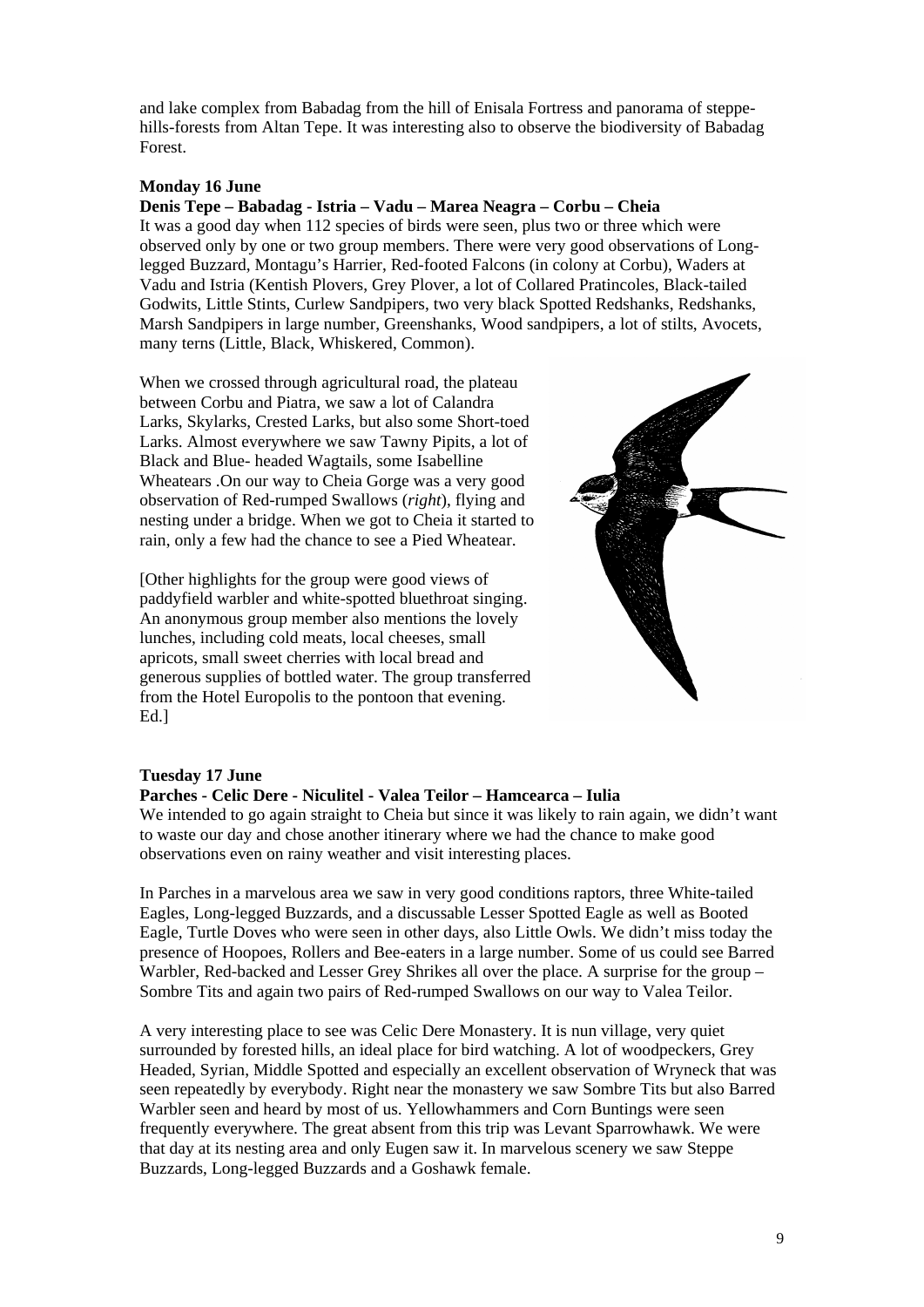and lake complex from Babadag from the hill of Enisala Fortress and panorama of steppe-hills-forests from Altan Tepe. It was interesting also to observe the biodiversity of Babadag Forest.

**Monday 16 June**

**Denis Tepe – Babadag - Istria – Vadu – Marea Neagra – Corbu – Cheia**

It was a good day when 112 species of birds were seen, plus two or three which were observed only by one or two group members. There were very good observations of Long-legged Buzzard, Montagu's Harrier, Red-footed Falcons (in colony at Corbu), Waders at Vadu and Istria (Kentish Plovers, Grey Plover, a lot of Collared Pratincoles, Black-tailed Godwits, Little Stints, Curlew Sandpipers, two very black Spotted Redshanks, Redshanks, Marsh Sandpipers in large number, Greenshanks, Wood sandpipers, a lot of stilts, Avocets, many terns (Little, Black, Whiskered, Common).

When we crossed through agricultural road, the plateau between Corbu and Piatra, we saw a lot of Calandra Larks, Skylarks, Crested Larks, but also some Short-toed Larks. Almost everywhere we saw Tawny Pipits, a lot of Black and Blue- headed Wagtails, some Isabelline Wheatears .On our way to Cheia Gorge was a very good observation of Red-rumped Swallows (*right*), flying and nesting under a bridge. When we got to Cheia it started to rain, only a few had the chance to see a Pied Wheatear.

[Other highlights for the group were good views of paddyfield warbler and white-spotted bluethroat singing. An anonymous group member also mentions the lovely lunches, including cold meats, local cheeses, small apricots, small sweet cherries with local bread and generous supplies of bottled water. The group transferred from the Hotel Europolis to the pontoon that evening. Ed.]

**Tuesday 17 June**

**Parches - Celic Dere - Niculitel - Valea Teilor – Hamcearca – Iulia**

We intended to go again straight to Cheia but since it was likely to rain again, we didn't want to waste our day and chose another itinerary where we had the chance to make good observations even on rainy weather and visit interesting places.

In Parches in a marvelous area we saw in very good conditions raptors, three White-tailed Eagles, Long-legged Buzzards, and a discussable Lesser Spotted Eagle as well as Booted Eagle, Turtle Doves who were seen in other days, also Little Owls. We didn't miss today the presence of Hoopoes, Rollers and Bee-eaters in a large number. Some of us could see Barred Warbler, Red-backed and Lesser Grey Shrikes all over the place. A surprise for the group – Sombre Tits and again two pairs of Red-rumped Swallows on our way to Valea Teilor.

A very interesting place to see was Celic Dere Monastery. It is nun village, very quiet surrounded by forested hills, an ideal place for bird watching. A lot of woodpeckers, Grey Headed, Syrian, Middle Spotted and especially an excellent observation of Wryneck that was seen repeatedly by everybody. Right near the monastery we saw Sombre Tits but also Barred Warbler seen and heard by most of us. Yellowhammers and Corn Buntings were seen frequently everywhere. The great absent from this trip was Levant Sparrowhawk. We were that day at its nesting area and only Eugen saw it. In marvelous scenery we saw Steppe Buzzards, Long-legged Buzzards and a Goshawk female.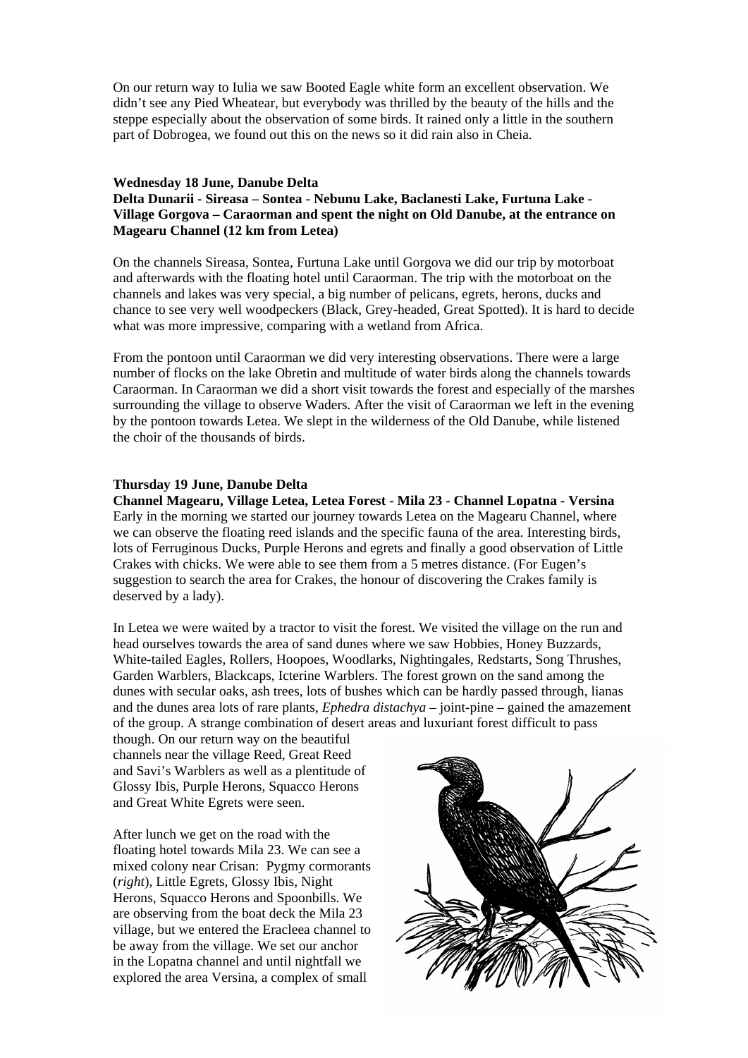On our return way to Iulia we saw Booted Eagle white form an excellent observation. We didn't see any Pied Wheatear, but everybody was thrilled by the beauty of the hills and the steppe especially about the observation of some birds. It rained only a little in the southern part of Dobrogea, we found out this on the news so it did rain also in Cheia.

**Wednesday 18 June, Danube Delta**
**Delta Dunarii - Sireasa – Sontea - Nebunu Lake, Baclanesti Lake, Furtuna Lake - Village Gorgova – Caraorman and spent the night on Old Danube, at the entrance on Magearu Channel (12 km from Letea)**

On the channels Sireasa, Sontea, Furtuna Lake until Gorgova we did our trip by motorboat and afterwards with the floating hotel until Caraorman. The trip with the motorboat on the channels and lakes was very special, a big number of pelicans, egrets, herons, ducks and chance to see very well woodpeckers (Black, Grey-headed, Great Spotted). It is hard to decide what was more impressive, comparing with a wetland from Africa.

From the pontoon until Caraorman we did very interesting observations. There were a large number of flocks on the lake Obretin and multitude of water birds along the channels towards Caraorman. In Caraorman we did a short visit towards the forest and especially of the marshes surrounding the village to observe Waders. After the visit of Caraorman we left in the evening by the pontoon towards Letea. We slept in the wilderness of the Old Danube, while listened the choir of the thousands of birds.

**Thursday 19 June, Danube Delta**
**Channel Magearu, Village Letea, Letea Forest - Mila 23 - Channel Lopatna - Versina**
Early in the morning we started our journey towards Letea on the Magearu Channel, where we can observe the floating reed islands and the specific fauna of the area. Interesting birds, lots of Ferruginous Ducks, Purple Herons and egrets and finally a good observation of Little Crakes with chicks. We were able to see them from a 5 metres distance. (For Eugen's suggestion to search the area for Crakes, the honour of discovering the Crakes family is deserved by a lady).

In Letea we were waited by a tractor to visit the forest. We visited the village on the run and head ourselves towards the area of sand dunes where we saw Hobbies, Honey Buzzards, White-tailed Eagles, Rollers, Hoopoes, Woodlarks, Nightingales, Redstarts, Song Thrushes, Garden Warblers, Blackcaps, Icterine Warblers. The forest grown on the sand among the dunes with secular oaks, ash trees, lots of bushes which can be hardly passed through, lianas and the dunes area lots of rare plants, *Ephedra distachya* – joint-pine – gained the amazement of the group. A strange combination of desert areas and luxuriant forest difficult to pass though. On our return way on the beautiful channels near the village Reed, Great Reed and Savi's Warblers as well as a plentitude of Glossy Ibis, Purple Herons, Squacco Herons and Great White Egrets were seen.

After lunch we get on the road with the floating hotel towards Mila 23. We can see a mixed colony near Crisan: Pygmy cormorants (*right*), Little Egrets, Glossy Ibis, Night Herons, Squacco Herons and Spoonbills. We are observing from the boat deck the Mila 23 village, but we entered the Eracleea channel to be away from the village. We set our anchor in the Lopatna channel and until nightfall we explored the area Versina, a complex of small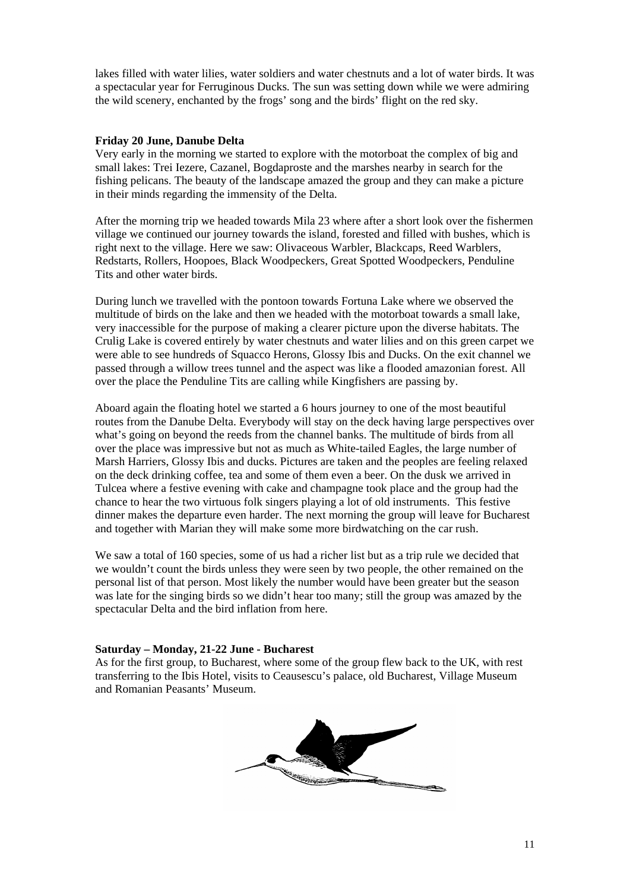lakes filled with water lilies, water soldiers and water chestnuts and a lot of water birds. It was a spectacular year for Ferruginous Ducks. The sun was setting down while we were admiring the wild scenery, enchanted by the frogs' song and the birds' flight on the red sky.

**Friday 20 June, Danube Delta**

Very early in the morning we started to explore with the motorboat the complex of big and small lakes: Trei Iezere, Cazanel, Bogdaproste and the marshes nearby in search for the fishing pelicans. The beauty of the landscape amazed the group and they can make a picture in their minds regarding the immensity of the Delta.

After the morning trip we headed towards Mila 23 where after a short look over the fishermen village we continued our journey towards the island, forested and filled with bushes, which is right next to the village. Here we saw: Olivaceous Warbler, Blackcaps, Reed Warblers, Redstarts, Rollers, Hoopoes, Black Woodpeckers, Great Spotted Woodpeckers, Penduline Tits and other water birds.

During lunch we travelled with the pontoon towards Fortuna Lake where we observed the multitude of birds on the lake and then we headed with the motorboat towards a small lake, very inaccessible for the purpose of making a clearer picture upon the diverse habitats. The Crulig Lake is covered entirely by water chestnuts and water lilies and on this green carpet we were able to see hundreds of Squacco Herons, Glossy Ibis and Ducks. On the exit channel we passed through a willow trees tunnel and the aspect was like a flooded amazonian forest. All over the place the Penduline Tits are calling while Kingfishers are passing by.

Aboard again the floating hotel we started a 6 hours journey to one of the most beautiful routes from the Danube Delta. Everybody will stay on the deck having large perspectives over what's going on beyond the reeds from the channel banks. The multitude of birds from all over the place was impressive but not as much as White-tailed Eagles, the large number of Marsh Harriers, Glossy Ibis and ducks. Pictures are taken and the peoples are feeling relaxed on the deck drinking coffee, tea and some of them even a beer. On the dusk we arrived in Tulcea where a festive evening with cake and champagne took place and the group had the chance to hear the two virtuous folk singers playing a lot of old instruments. This festive dinner makes the departure even harder. The next morning the group will leave for Bucharest and together with Marian they will make some more birdwatching on the car rush.

We saw a total of 160 species, some of us had a richer list but as a trip rule we decided that we wouldn't count the birds unless they were seen by two people, the other remained on the personal list of that person. Most likely the number would have been greater but the season was late for the singing birds so we didn't hear too many; still the group was amazed by the spectacular Delta and the bird inflation from here.

**Saturday – Monday, 21-22 June - Bucharest**

As for the first group, to Bucharest, where some of the group flew back to the UK, with rest transferring to the Ibis Hotel, visits to Ceausescu's palace, old Bucharest, Village Museum and Romanian Peasants' Museum.